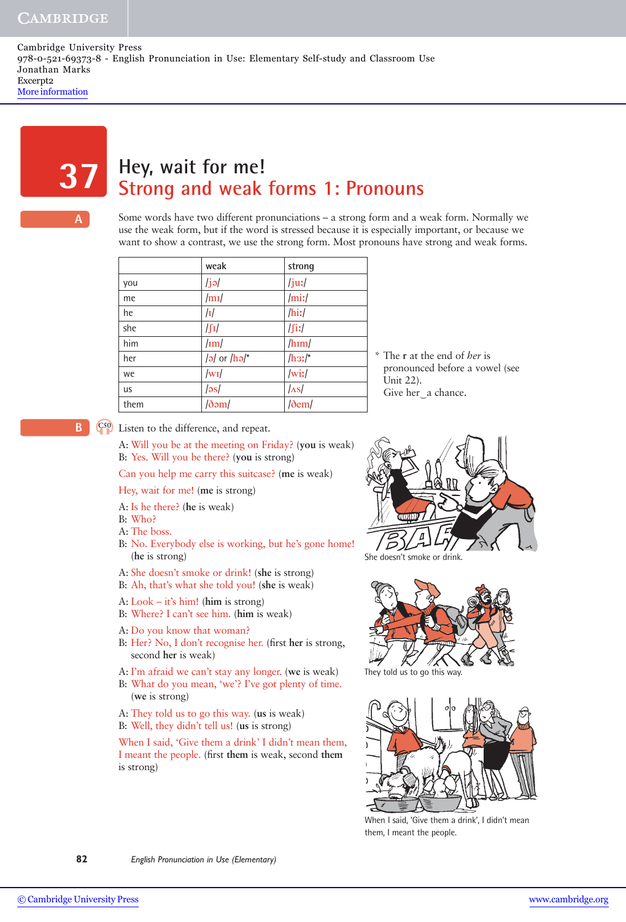Cambridge University Press
978-0-521-69373-8 - English Pronunciation in Use: Elementary Self-study and Classroom Use
Jonathan Marks
Excerpt2
More information

# 37 Hey, wait for me!
## Strong and weak forms 1: Pronouns

### A

Some words have two different pronunciations – a strong form and a weak form. Normally we use the weak form, but if the word is stressed because it is especially important, or because we want to show a contrast, we use the strong form. Most pronouns have strong and weak forms.

| | weak | strong |
|---|---|---|
| you | /jə/ | /juː/ |
| me | /mɪ/ | /miː/ |
| he | /ɪ/ | /hiː/ |
| she | /ʃɪ/ | /ʃiː/ |
| him | /ɪm/ | /hɪm/ |
| her | /ə/ or /hə/* | /hɜː/* |
| we | /wɪ/ | /wiː/ |
| us | /əs/ | /ʌs/ |
| them | /ðəm/ | /ðem/ |

* The **r** at the end of *her* is pronounced before a vowel (see Unit 22).
Give her‿a chance.

### B

C50 Listen to the difference, and repeat.

A: Will you be at the meeting on Friday? (**you** is weak)
B: Yes. Will you be there? (**you** is strong)

Can you help me carry this suitcase? (**me** is weak)

Hey, wait for me! (**me** is strong)

A: Is he there? (**he** is weak)
B: Who?
A: The boss.
B: No. Everybody else is working, but he's gone home! (**he** is strong)

A: She doesn't smoke or drink! (**she** is strong)
B: Ah, that's what she told you! (**she** is weak)

A: Look – it's him! (**him** is strong)
B: Where? I can't see him. (**him** is weak)

A: Do you know that woman?
B: Her? No, I don't recognise her. (first **her** is strong, second **her** is weak)

A: I'm afraid we can't stay any longer. (**we** is weak)
B: What do you mean, 'we'? I've got plenty of time. (**we** is strong)

A: They told us to go this way. (**us** is weak)
B: Well, they didn't tell us! (**us** is strong)

When I said, 'Give them a drink' I didn't mean them, I meant the people. (first **them** is weak, second **them** is strong)

She doesn't smoke or drink.

They told us to go this way.

When I said, 'Give them a drink', I didn't mean them, I meant the people.

English Pronunciation in Use (Elementary)

© Cambridge University Press www.cambridge.org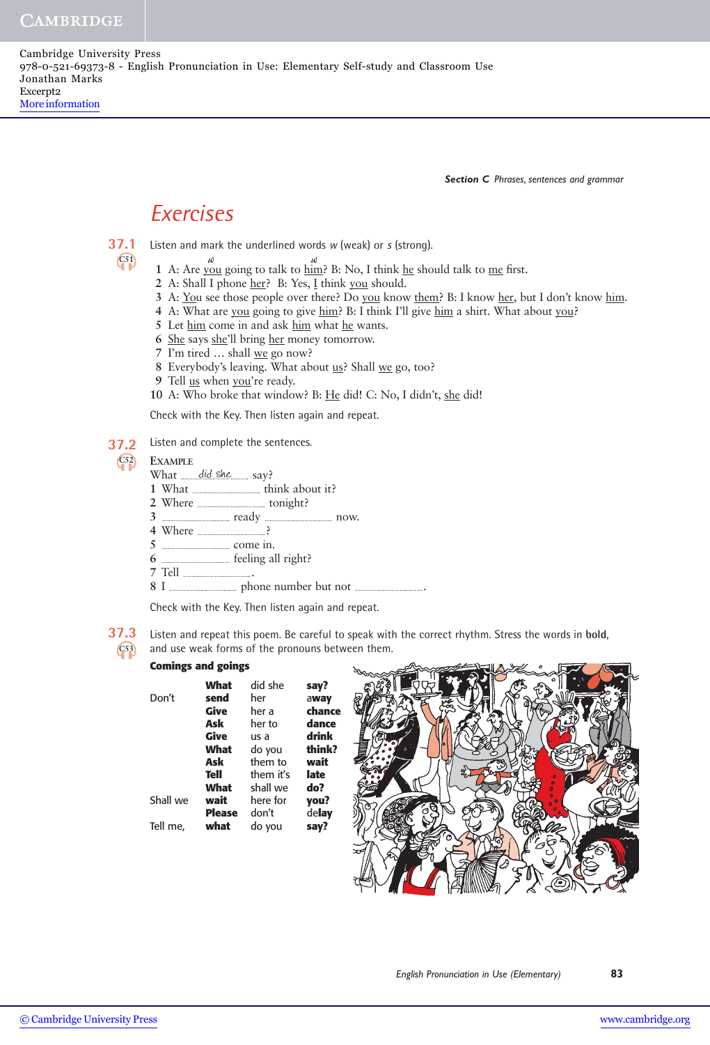Cambridge University Press
978-0-521-69373-8 - English Pronunciation in Use: Elementary Self-study and Classroom Use
Jonathan Marks
Excerpt2
More information

# Exercises

**37.1** Listen and mark the underlined words *w* (weak) or *s* (strong).

C51

1 A: Are you (*w*) going to talk to him (*w*)? B: No, I think he should talk to me first.
2 A: Shall I phone her? B: Yes, I think you should.
3 A: You see those people over there? Do you know them? B: I know her, but I don't know him.
4 A: What are you going to give him? B: I think I'll give him a shirt. What about you?
5 Let him come in and ask him what he wants.
6 She says she'll bring her money tomorrow.
7 I'm tired … shall we go now?
8 Everybody's leaving. What about us? Shall we go, too?
9 Tell us when you're ready.
10 A: Who broke that window? B: He did! C: No, I didn't, she did!

Check with the Key. Then listen again and repeat.

**37.2** Listen and complete the sentences.

C52

EXAMPLE
What ......*did she*...... say?
1 What .................... think about it?
2 Where .................... tonight?
3 .................... ready .................... now.
4 Where ....................?
5 .................... come in.
6 .................... feeling all right?
7 Tell ....................
8 I .................... phone number but not ....................

Check with the Key. Then listen again and repeat.

**37.3** Listen and repeat this poem. Be careful to speak with the correct rhythm. Stress the words in **bold**, and use weak forms of the pronouns between them.

C53

**Comings and goings**

| | | | |
|---|---|---|---|
| | **What** | did she | **say?** |
| Don't | **send** | her | a**way** |
| | **Give** | her a | **chance** |
| | **Ask** | her to | **dance** |
| | **Give** | us a | **drink** |
| | **What** | do you | **think?** |
| | **Ask** | them to | **wait** |
| | **Tell** | them it's | **late** |
| | **What** | shall we | **do?** |
| Shall we | **wait** | here for | **you?** |
| | **Please** | don't | de**lay** |
| Tell me, | **what** | do you | **say?** |